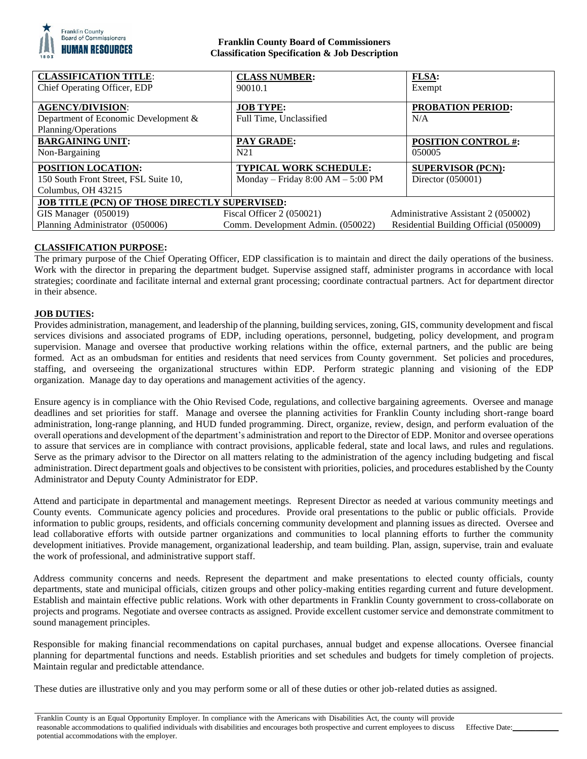**Franklin County Board of Commissioners**
**Classification Specification & Job Description**

| **CLASSIFICATION TITLE:** Chief Operating Officer, EDP | **CLASS NUMBER:** 90010.1 | **FLSA:** Exempt |
|---|---|---|
| **AGENCY/DIVISION:** Department of Economic Development & Planning/Operations | **JOB TYPE:** Full Time, Unclassified | **PROBATION PERIOD:** N/A |
| **BARGAINING UNIT:** Non-Bargaining | **PAY GRADE:** N21 | **POSITION CONTROL #:** 050005 |
| **POSITION LOCATION:** 150 South Front Street, FSL Suite 10, Columbus, OH 43215 | **TYPICAL WORK SCHEDULE:** Monday – Friday 8:00 AM – 5:00 PM | **SUPERVISOR (PCN):** Director (050001) |
| **JOB TITLE (PCN) OF THOSE DIRECTLY SUPERVISED:** | | |
| GIS Manager (050019) | Fiscal Officer 2 (050021) | Administrative Assistant 2 (050002) |
| Planning Administrator (050006) | Comm. Development Admin. (050022) | Residential Building Official (050009) |

**CLASSIFICATION PURPOSE:**

The primary purpose of the Chief Operating Officer, EDP classification is to maintain and direct the daily operations of the business. Work with the director in preparing the department budget. Supervise assigned staff, administer programs in accordance with local strategies; coordinate and facilitate internal and external grant processing; coordinate contractual partners. Act for department director in their absence.

**JOB DUTIES:**

Provides administration, management, and leadership of the planning, building services, zoning, GIS, community development and fiscal services divisions and associated programs of EDP, including operations, personnel, budgeting, policy development, and program supervision. Manage and oversee that productive working relations within the office, external partners, and the public are being formed. Act as an ombudsman for entities and residents that need services from County government. Set policies and procedures, staffing, and overseeing the organizational structures within EDP. Perform strategic planning and visioning of the EDP organization. Manage day to day operations and management activities of the agency.

Ensure agency is in compliance with the Ohio Revised Code, regulations, and collective bargaining agreements. Oversee and manage deadlines and set priorities for staff. Manage and oversee the planning activities for Franklin County including short-range board administration, long-range planning, and HUD funded programming. Direct, organize, review, design, and perform evaluation of the overall operations and development of the department's administration and report to the Director of EDP. Monitor and oversee operations to assure that services are in compliance with contract provisions, applicable federal, state and local laws, and rules and regulations. Serve as the primary advisor to the Director on all matters relating to the administration of the agency including budgeting and fiscal administration. Direct department goals and objectives to be consistent with priorities, policies, and procedures established by the County Administrator and Deputy County Administrator for EDP.

Attend and participate in departmental and management meetings. Represent Director as needed at various community meetings and County events. Communicate agency policies and procedures. Provide oral presentations to the public or public officials. Provide information to public groups, residents, and officials concerning community development and planning issues as directed. Oversee and lead collaborative efforts with outside partner organizations and communities to local planning efforts to further the community development initiatives. Provide management, organizational leadership, and team building. Plan, assign, supervise, train and evaluate the work of professional, and administrative support staff.

Address community concerns and needs. Represent the department and make presentations to elected county officials, county departments, state and municipal officials, citizen groups and other policy-making entities regarding current and future development. Establish and maintain effective public relations. Work with other departments in Franklin County government to cross-collaborate on projects and programs. Negotiate and oversee contracts as assigned. Provide excellent customer service and demonstrate commitment to sound management principles.

Responsible for making financial recommendations on capital purchases, annual budget and expense allocations. Oversee financial planning for departmental functions and needs. Establish priorities and set schedules and budgets for timely completion of projects. Maintain regular and predictable attendance.

These duties are illustrative only and you may perform some or all of these duties or other job-related duties as assigned.

Franklin County is an Equal Opportunity Employer. In compliance with the Americans with Disabilities Act, the county will provide reasonable accommodations to qualified individuals with disabilities and encourages both prospective and current employees to discuss potential accommodations with the employer. Effective Date:\_\_\_\_\_\_\_\_\_\_\_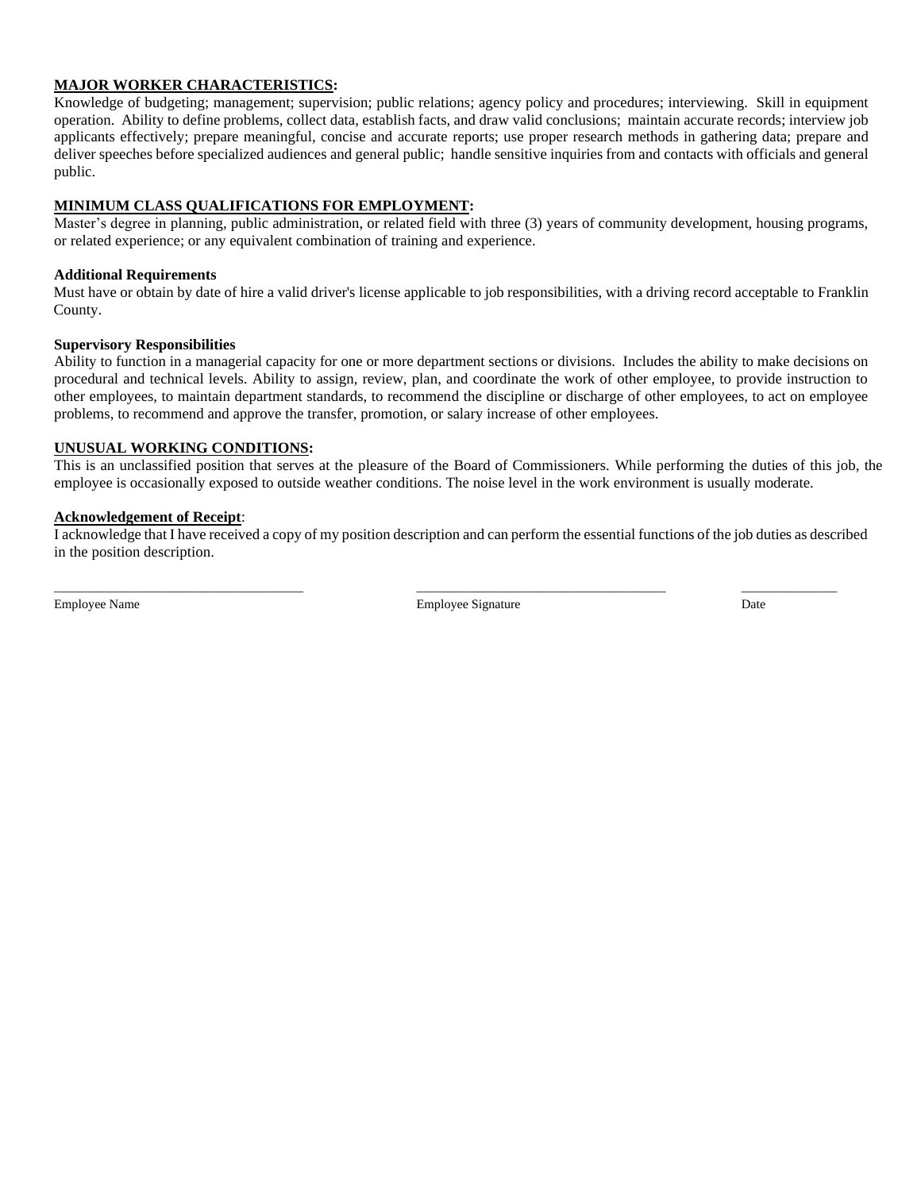**MAJOR WORKER CHARACTERISTICS:**
Knowledge of budgeting; management; supervision; public relations; agency policy and procedures; interviewing. Skill in equipment operation. Ability to define problems, collect data, establish facts, and draw valid conclusions; maintain accurate records; interview job applicants effectively; prepare meaningful, concise and accurate reports; use proper research methods in gathering data; prepare and deliver speeches before specialized audiences and general public; handle sensitive inquiries from and contacts with officials and general public.

**MINIMUM CLASS QUALIFICATIONS FOR EMPLOYMENT:**
Master's degree in planning, public administration, or related field with three (3) years of community development, housing programs, or related experience; or any equivalent combination of training and experience.

**Additional Requirements**
Must have or obtain by date of hire a valid driver's license applicable to job responsibilities, with a driving record acceptable to Franklin County.

**Supervisory Responsibilities**
Ability to function in a managerial capacity for one or more department sections or divisions. Includes the ability to make decisions on procedural and technical levels. Ability to assign, review, plan, and coordinate the work of other employee, to provide instruction to other employees, to maintain department standards, to recommend the discipline or discharge of other employees, to act on employee problems, to recommend and approve the transfer, promotion, or salary increase of other employees.

**UNUSUAL WORKING CONDITIONS:**
This is an unclassified position that serves at the pleasure of the Board of Commissioners. While performing the duties of this job, the employee is occasionally exposed to outside weather conditions. The noise level in the work environment is usually moderate.

**Acknowledgement of Receipt**:
I acknowledge that I have received a copy of my position description and can perform the essential functions of the job duties as described in the position description.

_____________________________________ _____________________________________ ______________
Employee Name Employee Signature Date